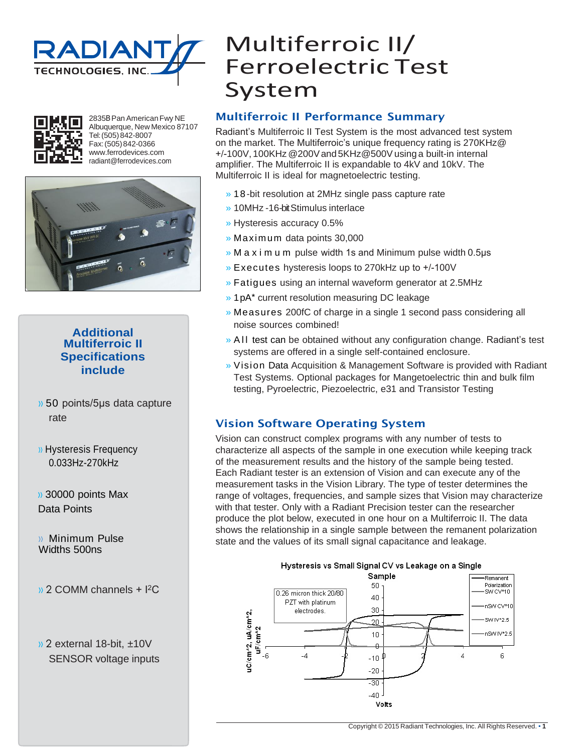RADIANT TECHNOLOGIES, INC.

# Multiferroic II/ Ferroelectric Test System

2835B Pan American Fwy NE
Albuquerque, New Mexico 87107
Tel: (505) 842-8007
Fax: (505) 842-0366
www.ferrodevices.com
radiant@ferrodevices.com

## Additional Multiferroic II Specifications include

- 50 points/5µs data capture rate
- Hysteresis Frequency 0.033Hz-270kHz
- 30000 points Max Data Points
- Minimum Pulse Widths 500ns
- 2 COMM channels + I²C
- 2 external 18-bit, ±10V SENSOR voltage inputs

## Multiferroic II Performance Summary

Radiant's Multiferroic II Test System is the most advanced test system on the market. The Multiferroic's unique frequency rating is 270KHz@ +/-100V, 100KHz @200V and 5KHz@500V using a built-in internal amplifier. The Multiferroic II is expandable to 4kV and 10kV. The Multiferroic II is ideal for magnetoelectric testing.

- 18-bit resolution at 2MHz single pass capture rate
- 10MHz -16-bit Stimulus interlace
- Hysteresis accuracy 0.5%
- Maximum data points 30,000
- Maximum pulse width 1s and Minimum pulse width 0.5µs
- Executes hysteresis loops to 270kHz up to +/-100V
- Fatigues using an internal waveform generator at 2.5MHz
- 1pA* current resolution measuring DC leakage
- Measures 200fC of charge in a single 1 second pass considering all noise sources combined!
- All test can be obtained without any configuration change. Radiant's test systems are offered in a single self-contained enclosure.
- Vision Data Acquisition & Management Software is provided with Radiant Test Systems. Optional packages for Mangetoelectric thin and bulk film testing, Pyroelectric, Piezoelectric, e31 and Transistor Testing

## Vision Software Operating System

Vision can construct complex programs with any number of tests to characterize all aspects of the sample in one execution while keeping track of the measurement results and the history of the sample being tested. Each Radiant tester is an extension of Vision and can execute any of the measurement tasks in the Vision Library. The type of tester determines the range of voltages, frequencies, and sample sizes that Vision may characterize with that tester. Only with a Radiant Precision tester can the researcher produce the plot below, executed in one hour on a Multiferroic II. The data shows the relationship in a single sample between the remanent polarization state and the values of its small signal capacitance and leakage.

Hysteresis vs Small Signal CV vs Leakage on a Single Sample

0.26 micron thick 20/80 PZT with platinum electrodes.

Legend: Remanent Polarization; SW CV*10; nSW CV*10; SW IV*2.5; nSW IV*2.5

Y-axis: uC/cm^2, uA/cm^2, uF/cm^2 — X-axis: Volts

Copyright © 2015 Radiant Technologies, Inc. All Rights Reserved.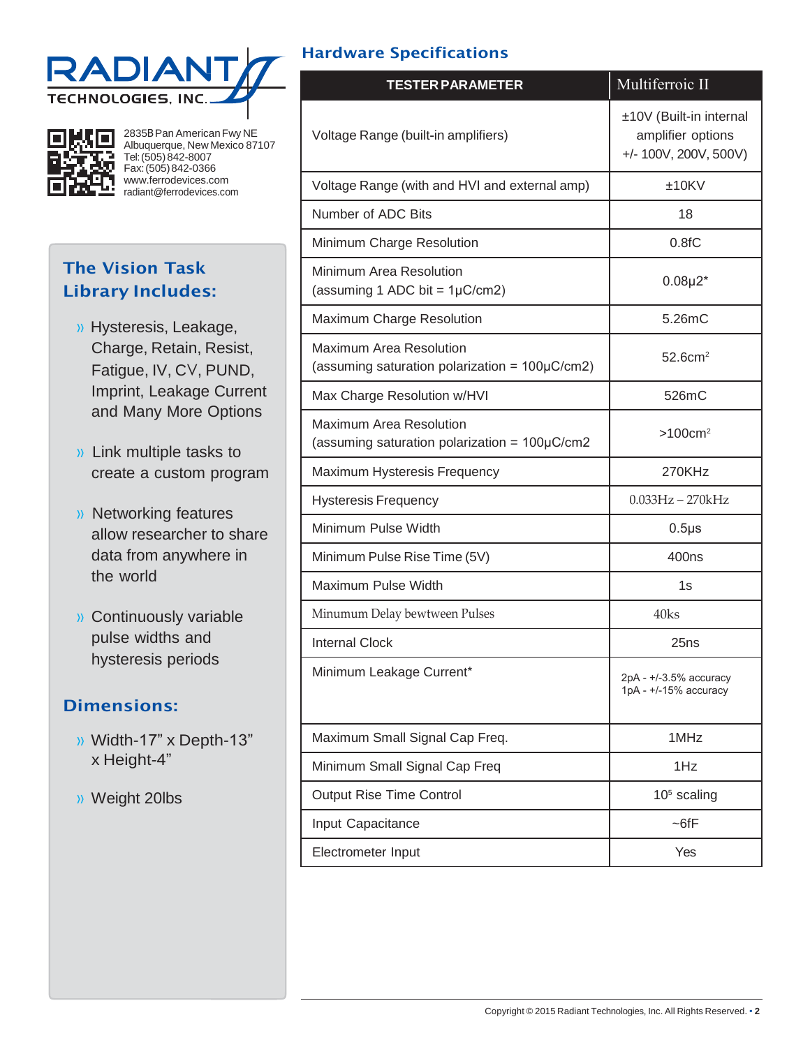RADIANT TECHNOLOGIES, INC.

2835B Pan American Fwy NE
Albuquerque, New Mexico 87107
Tel: (505) 842-8007
Fax: (505) 842-0366
www.ferrodevices.com
radiant@ferrodevices.com

## The Vision Task Library Includes:

- Hysteresis, Leakage, Charge, Retain, Resist, Fatigue, IV, CV, PUND, Imprint, Leakage Current and Many More Options
- Link multiple tasks to create a custom program
- Networking features allow researcher to share data from anywhere in the world
- Continuously variable pulse widths and hysteresis periods

## Dimensions:

- Width-17" x Depth-13" x Height-4"
- Weight 20lbs

## Hardware Specifications

| TESTER PARAMETER | Multiferroic II |
|---|---|
| Voltage Range (built-in amplifiers) | ±10V (Built-in internal amplifier options +/- 100V, 200V, 500V) |
| Voltage Range (with and HVI and external amp) | ±10KV |
| Number of ADC Bits | 18 |
| Minimum Charge Resolution | 0.8fC |
| Minimum Area Resolution (assuming 1 ADC bit = 1μC/cm2) | 0.08μ2* |
| Maximum Charge Resolution | 5.26mC |
| Maximum Area Resolution (assuming saturation polarization = 100μC/cm2) | 52.6cm$^2$ |
| Max Charge Resolution w/HVI | 526mC |
| Maximum Area Resolution (assuming saturation polarization = 100μC/cm2 | >100cm$^2$ |
| Maximum Hysteresis Frequency | 270KHz |
| Hysteresis Frequency | 0.033Hz – 270kHz |
| Minimum Pulse Width | 0.5μs |
| Minimum Pulse Rise Time (5V) | 400ns |
| Maximum Pulse Width | 1s |
| Minumum Delay bewtween Pulses | 40ks |
| Internal Clock | 25ns |
| Minimum Leakage Current* | 2pA - +/-3.5% accuracy<br>1pA - +/-15% accuracy |
| Maximum Small Signal Cap Freq. | 1MHz |
| Minimum Small Signal Cap Freq | 1Hz |
| Output Rise Time Control | 10$^5$ scaling |
| Input Capacitance | ~6fF |
| Electrometer Input | Yes |

Copyright © 2015 Radiant Technologies, Inc. All Rights Reserved.